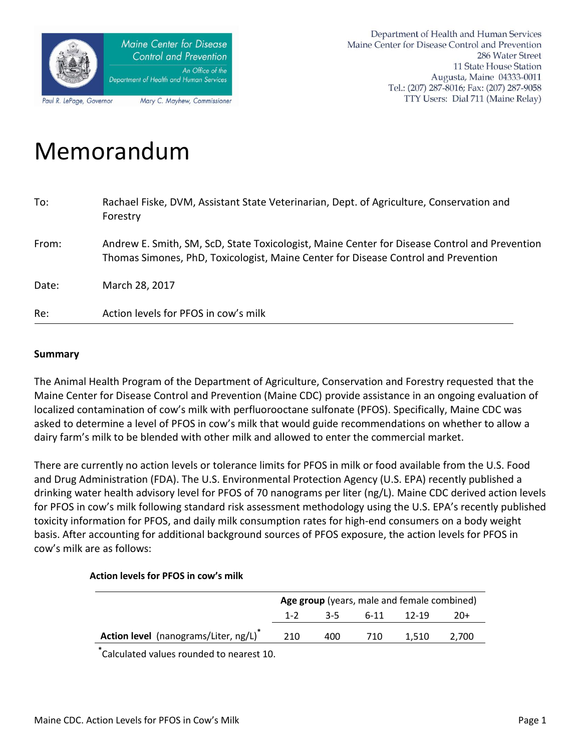Maine Center for Disease Control and Prevention

An Office of the Department of Health and Human Services

Paul R. LePage, Governor    Mary C. Mayhew, Commissioner

Department of Health and Human Services
Maine Center for Disease Control and Prevention
286 Water Street
11 State House Station
Augusta, Maine 04333-0011
Tel.: (207) 287-8016; Fax: (207) 287-9058
TTY Users: Dial 711 (Maine Relay)

# Memorandum

| | |
|---|---|
| To: | Rachael Fiske, DVM, Assistant State Veterinarian, Dept. of Agriculture, Conservation and Forestry |
| From: | Andrew E. Smith, SM, ScD, State Toxicologist, Maine Center for Disease Control and Prevention<br>Thomas Simones, PhD, Toxicologist, Maine Center for Disease Control and Prevention |
| Date: | March 28, 2017 |
| Re: | Action levels for PFOS in cow's milk |

## Summary

The Animal Health Program of the Department of Agriculture, Conservation and Forestry requested that the Maine Center for Disease Control and Prevention (Maine CDC) provide assistance in an ongoing evaluation of localized contamination of cow's milk with perfluorooctane sulfonate (PFOS). Specifically, Maine CDC was asked to determine a level of PFOS in cow's milk that would guide recommendations on whether to allow a dairy farm's milk to be blended with other milk and allowed to enter the commercial market.

There are currently no action levels or tolerance limits for PFOS in milk or food available from the U.S. Food and Drug Administration (FDA). The U.S. Environmental Protection Agency (U.S. EPA) recently published a drinking water health advisory level for PFOS of 70 nanograms per liter (ng/L). Maine CDC derived action levels for PFOS in cow's milk following standard risk assessment methodology using the U.S. EPA's recently published toxicity information for PFOS, and daily milk consumption rates for high-end consumers on a body weight basis. After accounting for additional background sources of PFOS exposure, the action levels for PFOS in cow's milk are as follows:

**Action levels for PFOS in cow's milk**

| | **Age group** (years, male and female combined) | | | | |
|---|---|---|---|---|---|
| | 1-2 | 3-5 | 6-11 | 12-19 | 20+ |
| **Action level** (nanograms/Liter, ng/L)* | 210 | 400 | 710 | 1,510 | 2,700 |

*Calculated values rounded to nearest 10.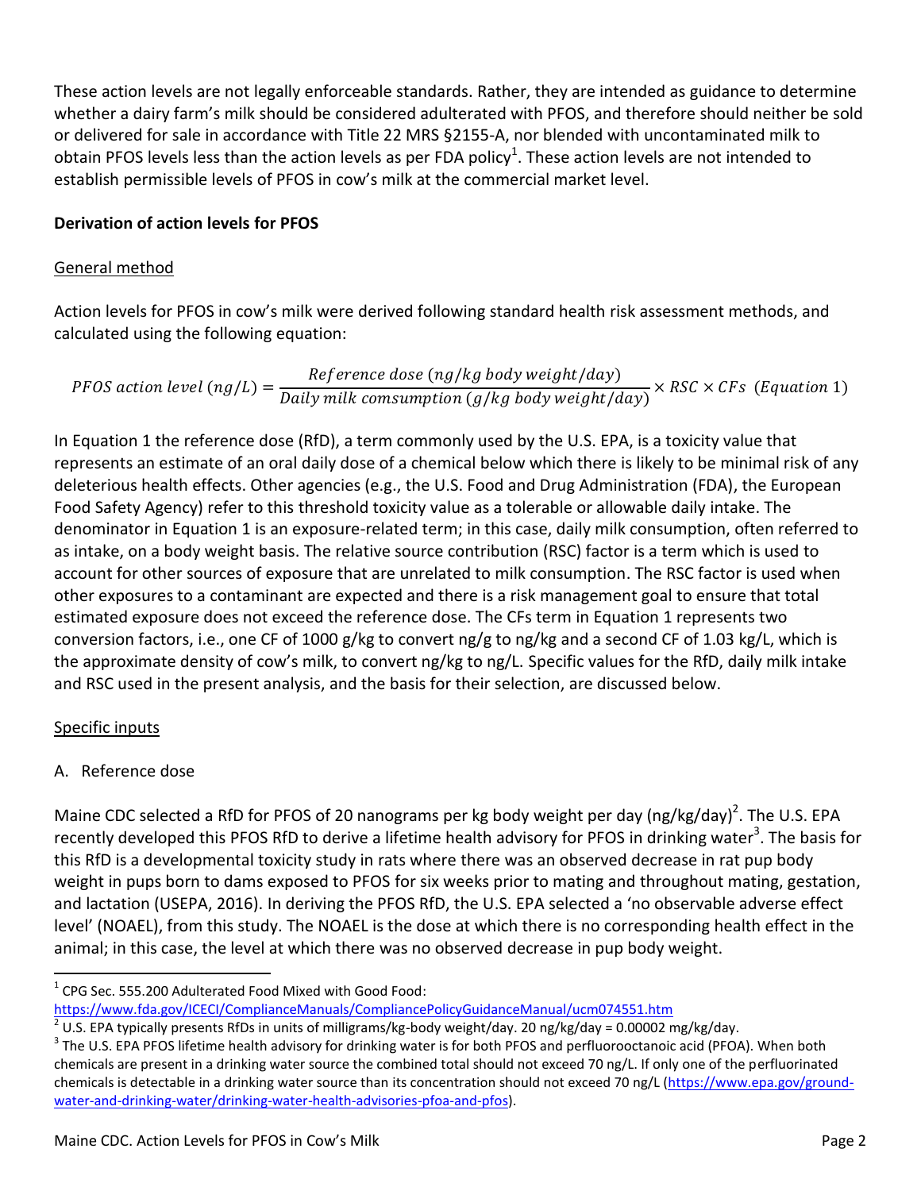These action levels are not legally enforceable standards. Rather, they are intended as guidance to determine whether a dairy farm's milk should be considered adulterated with PFOS, and therefore should neither be sold or delivered for sale in accordance with Title 22 MRS §2155-A, nor blended with uncontaminated milk to obtain PFOS levels less than the action levels as per FDA policy[1]. These action levels are not intended to establish permissible levels of PFOS in cow's milk at the commercial market level.

**Derivation of action levels for PFOS**

General method

Action levels for PFOS in cow's milk were derived following standard health risk assessment methods, and calculated using the following equation:

$$PFOS\ action\ level\ (ng/L) = \frac{Reference\ dose\ (ng/kg\ body\ weight/day)}{Daily\ milk\ comsumption\ (g/kg\ body\ weight/day)} \times RSC \times CFs\ \ (Equation\ 1)$$

In Equation 1 the reference dose (RfD), a term commonly used by the U.S. EPA, is a toxicity value that represents an estimate of an oral daily dose of a chemical below which there is likely to be minimal risk of any deleterious health effects. Other agencies (e.g., the U.S. Food and Drug Administration (FDA), the European Food Safety Agency) refer to this threshold toxicity value as a tolerable or allowable daily intake. The denominator in Equation 1 is an exposure-related term; in this case, daily milk consumption, often referred to as intake, on a body weight basis. The relative source contribution (RSC) factor is a term which is used to account for other sources of exposure that are unrelated to milk consumption. The RSC factor is used when other exposures to a contaminant are expected and there is a risk management goal to ensure that total estimated exposure does not exceed the reference dose. The CFs term in Equation 1 represents two conversion factors, i.e., one CF of 1000 g/kg to convert ng/g to ng/kg and a second CF of 1.03 kg/L, which is the approximate density of cow's milk, to convert ng/kg to ng/L. Specific values for the RfD, daily milk intake and RSC used in the present analysis, and the basis for their selection, are discussed below.

Specific inputs

A. Reference dose

Maine CDC selected a RfD for PFOS of 20 nanograms per kg body weight per day (ng/kg/day)[2]. The U.S. EPA recently developed this PFOS RfD to derive a lifetime health advisory for PFOS in drinking water[3]. The basis for this RfD is a developmental toxicity study in rats where there was an observed decrease in rat pup body weight in pups born to dams exposed to PFOS for six weeks prior to mating and throughout mating, gestation, and lactation (USEPA, 2016). In deriving the PFOS RfD, the U.S. EPA selected a 'no observable adverse effect level' (NOAEL), from this study. The NOAEL is the dose at which there is no corresponding health effect in the animal; in this case, the level at which there was no observed decrease in pup body weight.

---

[1] CPG Sec. 555.200 Adulterated Food Mixed with Good Food: https://www.fda.gov/ICECI/ComplianceManuals/CompliancePolicyGuidanceManual/ucm074551.htm

[2] U.S. EPA typically presents RfDs in units of milligrams/kg-body weight/day. 20 ng/kg/day = 0.00002 mg/kg/day.

[3] The U.S. EPA PFOS lifetime health advisory for drinking water is for both PFOS and perfluorooctanoic acid (PFOA). When both chemicals are present in a drinking water source the combined total should not exceed 70 ng/L. If only one of the perfluorinated chemicals is detectable in a drinking water source than its concentration should not exceed 70 ng/L (https://www.epa.gov/ground-water-and-drinking-water/drinking-water-health-advisories-pfoa-and-pfos).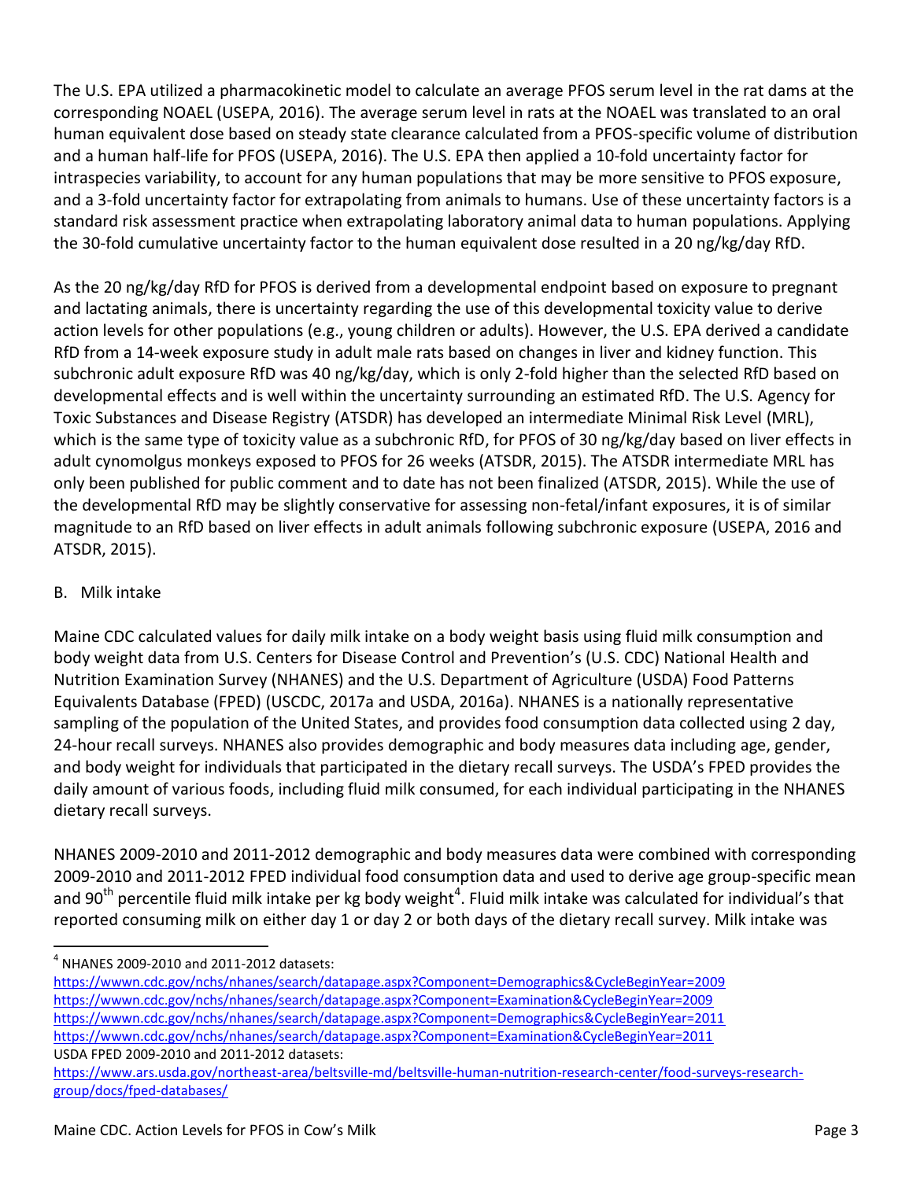The U.S. EPA utilized a pharmacokinetic model to calculate an average PFOS serum level in the rat dams at the corresponding NOAEL (USEPA, 2016). The average serum level in rats at the NOAEL was translated to an oral human equivalent dose based on steady state clearance calculated from a PFOS-specific volume of distribution and a human half-life for PFOS (USEPA, 2016). The U.S. EPA then applied a 10-fold uncertainty factor for intraspecies variability, to account for any human populations that may be more sensitive to PFOS exposure, and a 3-fold uncertainty factor for extrapolating from animals to humans. Use of these uncertainty factors is a standard risk assessment practice when extrapolating laboratory animal data to human populations. Applying the 30-fold cumulative uncertainty factor to the human equivalent dose resulted in a 20 ng/kg/day RfD.

As the 20 ng/kg/day RfD for PFOS is derived from a developmental endpoint based on exposure to pregnant and lactating animals, there is uncertainty regarding the use of this developmental toxicity value to derive action levels for other populations (e.g., young children or adults). However, the U.S. EPA derived a candidate RfD from a 14-week exposure study in adult male rats based on changes in liver and kidney function. This subchronic adult exposure RfD was 40 ng/kg/day, which is only 2-fold higher than the selected RfD based on developmental effects and is well within the uncertainty surrounding an estimated RfD. The U.S. Agency for Toxic Substances and Disease Registry (ATSDR) has developed an intermediate Minimal Risk Level (MRL), which is the same type of toxicity value as a subchronic RfD, for PFOS of 30 ng/kg/day based on liver effects in adult cynomolgus monkeys exposed to PFOS for 26 weeks (ATSDR, 2015). The ATSDR intermediate MRL has only been published for public comment and to date has not been finalized (ATSDR, 2015). While the use of the developmental RfD may be slightly conservative for assessing non-fetal/infant exposures, it is of similar magnitude to an RfD based on liver effects in adult animals following subchronic exposure (USEPA, 2016 and ATSDR, 2015).

## B. Milk intake

Maine CDC calculated values for daily milk intake on a body weight basis using fluid milk consumption and body weight data from U.S. Centers for Disease Control and Prevention's (U.S. CDC) National Health and Nutrition Examination Survey (NHANES) and the U.S. Department of Agriculture (USDA) Food Patterns Equivalents Database (FPED) (USCDC, 2017a and USDA, 2016a). NHANES is a nationally representative sampling of the population of the United States, and provides food consumption data collected using 2 day, 24-hour recall surveys. NHANES also provides demographic and body measures data including age, gender, and body weight for individuals that participated in the dietary recall surveys. The USDA's FPED provides the daily amount of various foods, including fluid milk consumed, for each individual participating in the NHANES dietary recall surveys.

NHANES 2009-2010 and 2011-2012 demographic and body measures data were combined with corresponding 2009-2010 and 2011-2012 FPED individual food consumption data and used to derive age group-specific mean and 90$^{th}$ percentile fluid milk intake per kg body weight[4]. Fluid milk intake was calculated for individual's that reported consuming milk on either day 1 or day 2 or both days of the dietary recall survey. Milk intake was

---

[4] NHANES 2009-2010 and 2011-2012 datasets:
https://wwwn.cdc.gov/nchs/nhanes/search/datapage.aspx?Component=Demographics&CycleBeginYear=2009
https://wwwn.cdc.gov/nchs/nhanes/search/datapage.aspx?Component=Examination&CycleBeginYear=2009
https://wwwn.cdc.gov/nchs/nhanes/search/datapage.aspx?Component=Demographics&CycleBeginYear=2011
https://wwwn.cdc.gov/nchs/nhanes/search/datapage.aspx?Component=Examination&CycleBeginYear=2011
USDA FPED 2009-2010 and 2011-2012 datasets:
https://www.ars.usda.gov/northeast-area/beltsville-md/beltsville-human-nutrition-research-center/food-surveys-research-group/docs/fped-databases/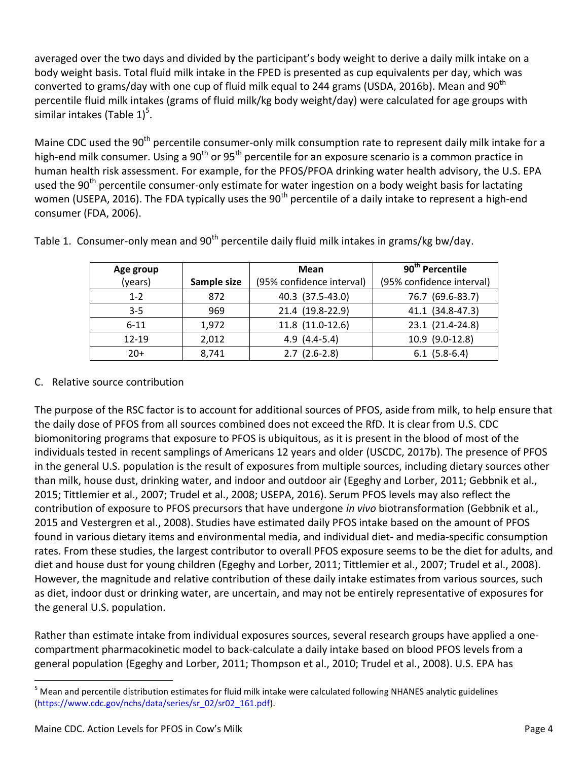averaged over the two days and divided by the participant's body weight to derive a daily milk intake on a body weight basis. Total fluid milk intake in the FPED is presented as cup equivalents per day, which was converted to grams/day with one cup of fluid milk equal to 244 grams (USDA, 2016b). Mean and 90$^{th}$ percentile fluid milk intakes (grams of fluid milk/kg body weight/day) were calculated for age groups with similar intakes (Table 1)[5].

Maine CDC used the 90$^{th}$ percentile consumer-only milk consumption rate to represent daily milk intake for a high-end milk consumer. Using a 90$^{th}$ or 95$^{th}$ percentile for an exposure scenario is a common practice in human health risk assessment. For example, for the PFOS/PFOA drinking water health advisory, the U.S. EPA used the 90$^{th}$ percentile consumer-only estimate for water ingestion on a body weight basis for lactating women (USEPA, 2016). The FDA typically uses the 90$^{th}$ percentile of a daily intake to represent a high-end consumer (FDA, 2006).

Table 1. Consumer-only mean and 90$^{th}$ percentile daily fluid milk intakes in grams/kg bw/day.

| Age group (years) | Sample size | Mean (95% confidence interval) | 90$^{th}$ Percentile (95% confidence interval) |
|---|---|---|---|
| 1-2 | 872 | 40.3 (37.5-43.0) | 76.7 (69.6-83.7) |
| 3-5 | 969 | 21.4 (19.8-22.9) | 41.1 (34.8-47.3) |
| 6-11 | 1,972 | 11.8 (11.0-12.6) | 23.1 (21.4-24.8) |
| 12-19 | 2,012 | 4.9 (4.4-5.4) | 10.9 (9.0-12.8) |
| 20+ | 8,741 | 2.7 (2.6-2.8) | 6.1 (5.8-6.4) |

C. Relative source contribution

The purpose of the RSC factor is to account for additional sources of PFOS, aside from milk, to help ensure that the daily dose of PFOS from all sources combined does not exceed the RfD. It is clear from U.S. CDC biomonitoring programs that exposure to PFOS is ubiquitous, as it is present in the blood of most of the individuals tested in recent samplings of Americans 12 years and older (USCDC, 2017b). The presence of PFOS in the general U.S. population is the result of exposures from multiple sources, including dietary sources other than milk, house dust, drinking water, and indoor and outdoor air (Egeghy and Lorber, 2011; Gebbnik et al., 2015; Tittlemier et al., 2007; Trudel et al., 2008; USEPA, 2016). Serum PFOS levels may also reflect the contribution of exposure to PFOS precursors that have undergone *in vivo* biotransformation (Gebbnik et al., 2015 and Vestergren et al., 2008). Studies have estimated daily PFOS intake based on the amount of PFOS found in various dietary items and environmental media, and individual diet- and media-specific consumption rates. From these studies, the largest contributor to overall PFOS exposure seems to be the diet for adults, and diet and house dust for young children (Egeghy and Lorber, 2011; Tittlemier et al., 2007; Trudel et al., 2008). However, the magnitude and relative contribution of these daily intake estimates from various sources, such as diet, indoor dust or drinking water, are uncertain, and may not be entirely representative of exposures for the general U.S. population.

Rather than estimate intake from individual exposures sources, several research groups have applied a one-compartment pharmacokinetic model to back-calculate a daily intake based on blood PFOS levels from a general population (Egeghy and Lorber, 2011; Thompson et al., 2010; Trudel et al., 2008). U.S. EPA has

[5] Mean and percentile distribution estimates for fluid milk intake were calculated following NHANES analytic guidelines (https://www.cdc.gov/nchs/data/series/sr_02/sr02_161.pdf).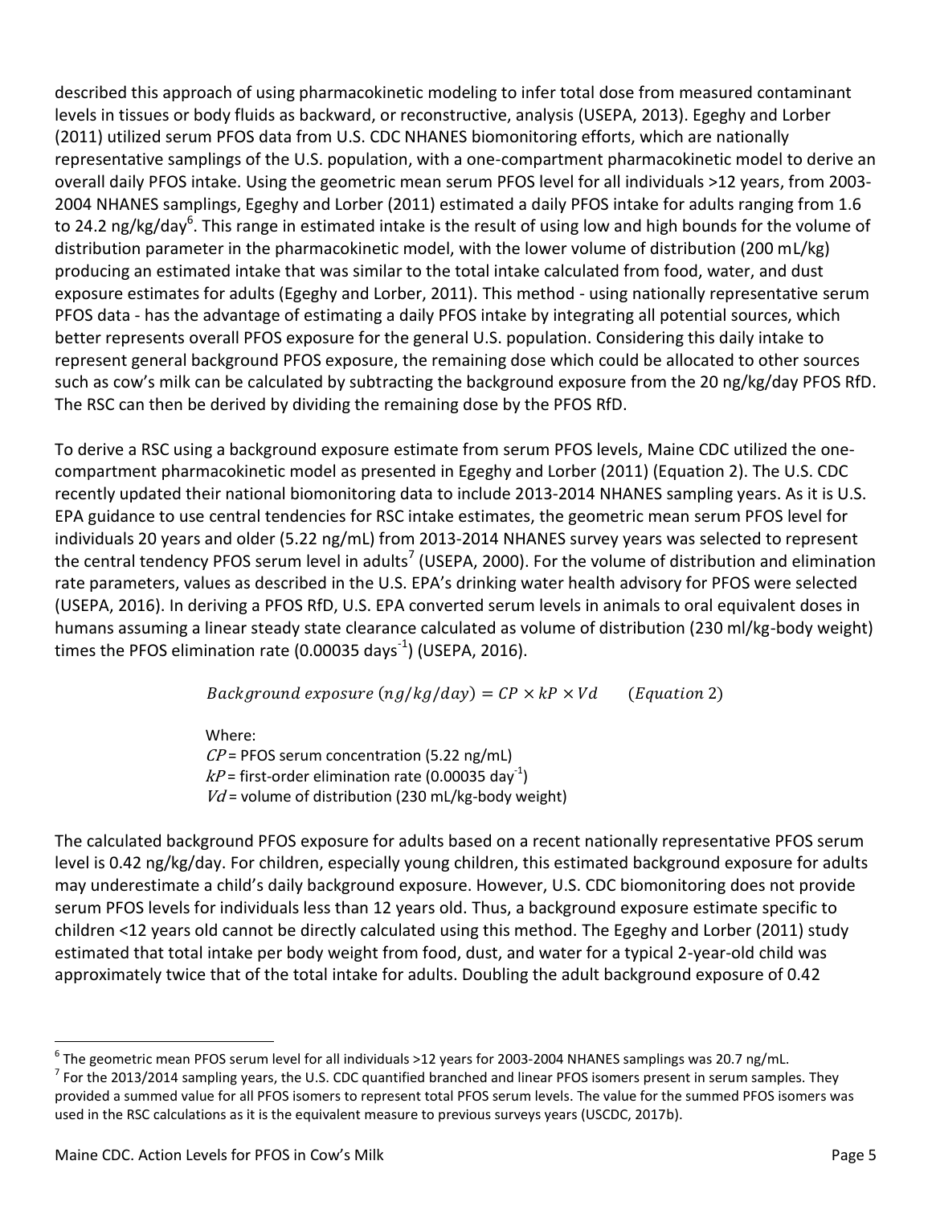described this approach of using pharmacokinetic modeling to infer total dose from measured contaminant levels in tissues or body fluids as backward, or reconstructive, analysis (USEPA, 2013). Egeghy and Lorber (2011) utilized serum PFOS data from U.S. CDC NHANES biomonitoring efforts, which are nationally representative samplings of the U.S. population, with a one-compartment pharmacokinetic model to derive an overall daily PFOS intake. Using the geometric mean serum PFOS level for all individuals >12 years, from 2003-2004 NHANES samplings, Egeghy and Lorber (2011) estimated a daily PFOS intake for adults ranging from 1.6 to 24.2 ng/kg/day[6]. This range in estimated intake is the result of using low and high bounds for the volume of distribution parameter in the pharmacokinetic model, with the lower volume of distribution (200 mL/kg) producing an estimated intake that was similar to the total intake calculated from food, water, and dust exposure estimates for adults (Egeghy and Lorber, 2011). This method - using nationally representative serum PFOS data - has the advantage of estimating a daily PFOS intake by integrating all potential sources, which better represents overall PFOS exposure for the general U.S. population. Considering this daily intake to represent general background PFOS exposure, the remaining dose which could be allocated to other sources such as cow's milk can be calculated by subtracting the background exposure from the 20 ng/kg/day PFOS RfD. The RSC can then be derived by dividing the remaining dose by the PFOS RfD.

To derive a RSC using a background exposure estimate from serum PFOS levels, Maine CDC utilized the one-compartment pharmacokinetic model as presented in Egeghy and Lorber (2011) (Equation 2). The U.S. CDC recently updated their national biomonitoring data to include 2013-2014 NHANES sampling years. As it is U.S. EPA guidance to use central tendencies for RSC intake estimates, the geometric mean serum PFOS level for individuals 20 years and older (5.22 ng/mL) from 2013-2014 NHANES survey years was selected to represent the central tendency PFOS serum level in adults[7] (USEPA, 2000). For the volume of distribution and elimination rate parameters, values as described in the U.S. EPA's drinking water health advisory for PFOS were selected (USEPA, 2016). In deriving a PFOS RfD, U.S. EPA converted serum levels in animals to oral equivalent doses in humans assuming a linear steady state clearance calculated as volume of distribution (230 ml/kg-body weight) times the PFOS elimination rate (0.00035 days$^{-1}$) (USEPA, 2016).

$$Background\ exposure\ (ng/kg/day) = CP \times kP \times Vd \qquad (Equation\ 2)$$

Where:
$CP$ = PFOS serum concentration (5.22 ng/mL)
$kP$ = first-order elimination rate (0.00035 day$^{-1}$)
$Vd$ = volume of distribution (230 mL/kg-body weight)

The calculated background PFOS exposure for adults based on a recent nationally representative PFOS serum level is 0.42 ng/kg/day. For children, especially young children, this estimated background exposure for adults may underestimate a child's daily background exposure. However, U.S. CDC biomonitoring does not provide serum PFOS levels for individuals less than 12 years old. Thus, a background exposure estimate specific to children <12 years old cannot be directly calculated using this method. The Egeghy and Lorber (2011) study estimated that total intake per body weight from food, dust, and water for a typical 2-year-old child was approximately twice that of the total intake for adults. Doubling the adult background exposure of 0.42

---

[6] The geometric mean PFOS serum level for all individuals >12 years for 2003-2004 NHANES samplings was 20.7 ng/mL.

[7] For the 2013/2014 sampling years, the U.S. CDC quantified branched and linear PFOS isomers present in serum samples. They provided a summed value for all PFOS isomers to represent total PFOS serum levels. The value for the summed PFOS isomers was used in the RSC calculations as it is the equivalent measure to previous surveys years (USCDC, 2017b).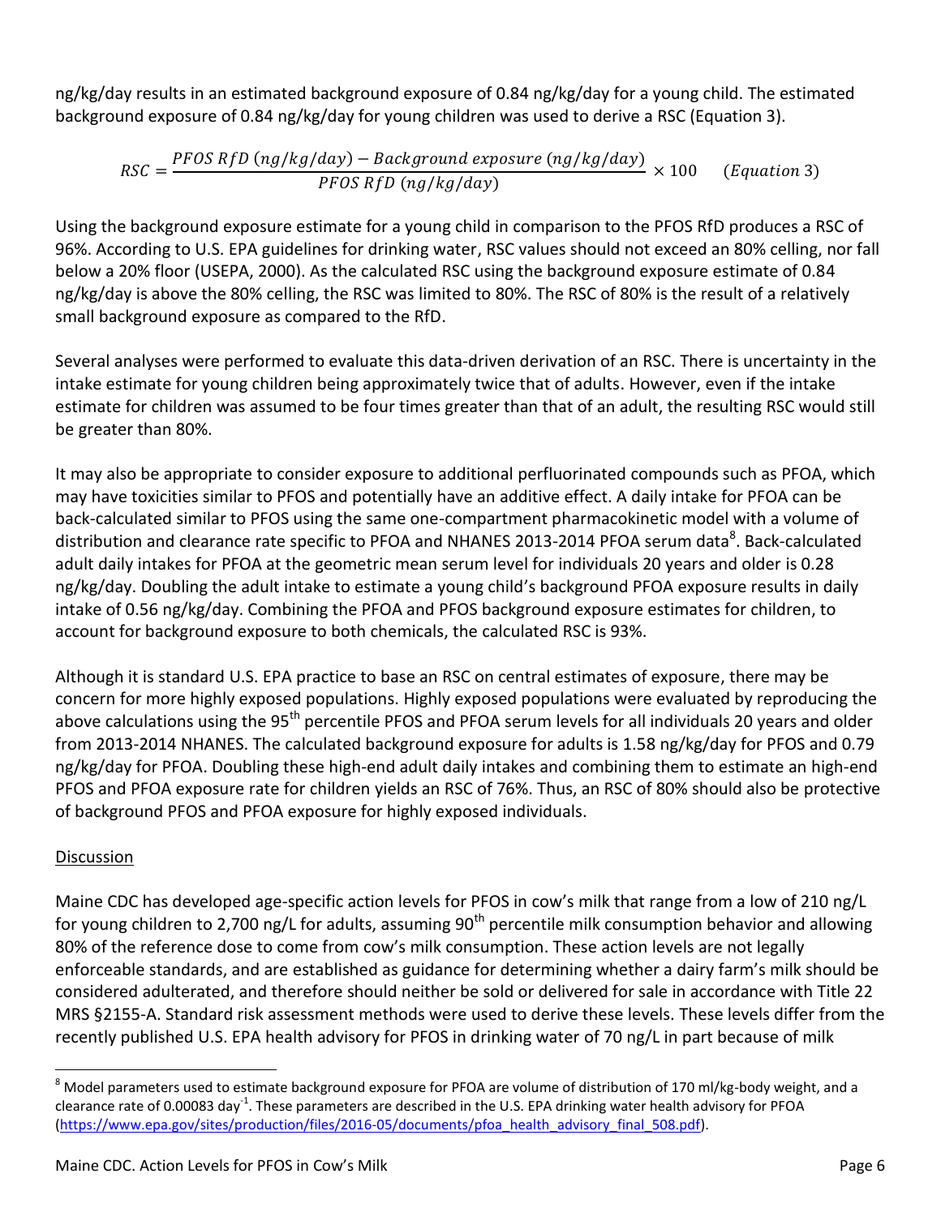ng/kg/day results in an estimated background exposure of 0.84 ng/kg/day for a young child. The estimated background exposure of 0.84 ng/kg/day for young children was used to derive a RSC (Equation 3).

$$RSC = \frac{PFOS\ RfD\ (ng/kg/day) - Background\ exposure\ (ng/kg/day)}{PFOS\ RfD\ (ng/kg/day)} \times 100 \qquad (Equation\ 3)$$

Using the background exposure estimate for a young child in comparison to the PFOS RfD produces a RSC of 96%. According to U.S. EPA guidelines for drinking water, RSC values should not exceed an 80% celling, nor fall below a 20% floor (USEPA, 2000). As the calculated RSC using the background exposure estimate of 0.84 ng/kg/day is above the 80% ceiling, the RSC was limited to 80%. The RSC of 80% is the result of a relatively small background exposure as compared to the RfD.

Several analyses were performed to evaluate this data-driven derivation of an RSC. There is uncertainty in the intake estimate for young children being approximately twice that of adults. However, even if the intake estimate for children was assumed to be four times greater than that of an adult, the resulting RSC would still be greater than 80%.

It may also be appropriate to consider exposure to additional perfluorinated compounds such as PFOA, which may have toxicities similar to PFOS and potentially have an additive effect. A daily intake for PFOA can be back-calculated similar to PFOS using the same one-compartment pharmacokinetic model with a volume of distribution and clearance rate specific to PFOA and NHANES 2013-2014 PFOA serum data[8]. Back-calculated adult daily intakes for PFOA at the geometric mean serum level for individuals 20 years and older is 0.28 ng/kg/day. Doubling the adult intake to estimate a young child's background PFOA exposure results in daily intake of 0.56 ng/kg/day. Combining the PFOA and PFOS background exposure estimates for children, to account for background exposure to both chemicals, the calculated RSC is 93%.

Although it is standard U.S. EPA practice to base an RSC on central estimates of exposure, there may be concern for more highly exposed populations. Highly exposed populations were evaluated by reproducing the above calculations using the 95th percentile PFOS and PFOA serum levels for all individuals 20 years and older from 2013-2014 NHANES. The calculated background exposure for adults is 1.58 ng/kg/day for PFOS and 0.79 ng/kg/day for PFOA. Doubling these high-end adult daily intakes and combining them to estimate an high-end PFOS and PFOA exposure rate for children yields an RSC of 76%. Thus, an RSC of 80% should also be protective of background PFOS and PFOA exposure for highly exposed individuals.

## Discussion

Maine CDC has developed age-specific action levels for PFOS in cow's milk that range from a low of 210 ng/L for young children to 2,700 ng/L for adults, assuming 90th percentile milk consumption behavior and allowing 80% of the reference dose to come from cow's milk consumption. These action levels are not legally enforceable standards, and are established as guidance for determining whether a dairy farm's milk should be considered adulterated, and therefore should neither be sold or delivered for sale in accordance with Title 22 MRS §2155-A. Standard risk assessment methods were used to derive these levels. These levels differ from the recently published U.S. EPA health advisory for PFOS in drinking water of 70 ng/L in part because of milk

[8] Model parameters used to estimate background exposure for PFOA are volume of distribution of 170 ml/kg-body weight, and a clearance rate of 0.00083 $day^{-1}$. These parameters are described in the U.S. EPA drinking water health advisory for PFOA (https://www.epa.gov/sites/production/files/2016-05/documents/pfoa_health_advisory_final_508.pdf).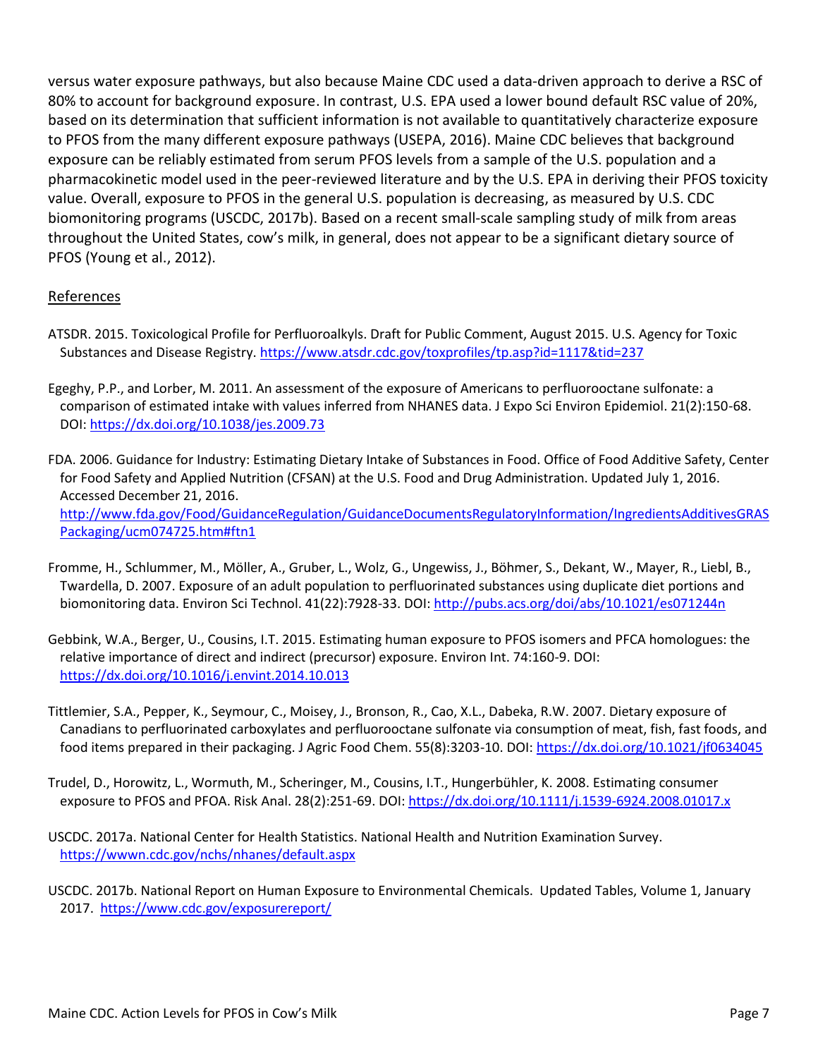versus water exposure pathways, but also because Maine CDC used a data-driven approach to derive a RSC of 80% to account for background exposure. In contrast, U.S. EPA used a lower bound default RSC value of 20%, based on its determination that sufficient information is not available to quantitatively characterize exposure to PFOS from the many different exposure pathways (USEPA, 2016). Maine CDC believes that background exposure can be reliably estimated from serum PFOS levels from a sample of the U.S. population and a pharmacokinetic model used in the peer-reviewed literature and by the U.S. EPA in deriving their PFOS toxicity value. Overall, exposure to PFOS in the general U.S. population is decreasing, as measured by U.S. CDC biomonitoring programs (USCDC, 2017b). Based on a recent small-scale sampling study of milk from areas throughout the United States, cow's milk, in general, does not appear to be a significant dietary source of PFOS (Young et al., 2012).

## References

ATSDR. 2015. Toxicological Profile for Perfluoroalkyls. Draft for Public Comment, August 2015. U.S. Agency for Toxic Substances and Disease Registry. https://www.atsdr.cdc.gov/toxprofiles/tp.asp?id=1117&tid=237

Egeghy, P.P., and Lorber, M. 2011. An assessment of the exposure of Americans to perfluorooctane sulfonate: a comparison of estimated intake with values inferred from NHANES data. J Expo Sci Environ Epidemiol. 21(2):150-68. DOI: https://dx.doi.org/10.1038/jes.2009.73

FDA. 2006. Guidance for Industry: Estimating Dietary Intake of Substances in Food. Office of Food Additive Safety, Center for Food Safety and Applied Nutrition (CFSAN) at the U.S. Food and Drug Administration. Updated July 1, 2016. Accessed December 21, 2016. http://www.fda.gov/Food/GuidanceRegulation/GuidanceDocumentsRegulatoryInformation/IngredientsAdditivesGRASPackaging/ucm074725.htm#ftn1

Fromme, H., Schlummer, M., Möller, A., Gruber, L., Wolz, G., Ungewiss, J., Böhmer, S., Dekant, W., Mayer, R., Liebl, B., Twardella, D. 2007. Exposure of an adult population to perfluorinated substances using duplicate diet portions and biomonitoring data. Environ Sci Technol. 41(22):7928-33. DOI: http://pubs.acs.org/doi/abs/10.1021/es071244n

Gebbink, W.A., Berger, U., Cousins, I.T. 2015. Estimating human exposure to PFOS isomers and PFCA homologues: the relative importance of direct and indirect (precursor) exposure. Environ Int. 74:160-9. DOI: https://dx.doi.org/10.1016/j.envint.2014.10.013

Tittlemier, S.A., Pepper, K., Seymour, C., Moisey, J., Bronson, R., Cao, X.L., Dabeka, R.W. 2007. Dietary exposure of Canadians to perfluorinated carboxylates and perfluorooctane sulfonate via consumption of meat, fish, fast foods, and food items prepared in their packaging. J Agric Food Chem. 55(8):3203-10. DOI: https://dx.doi.org/10.1021/jf0634045

Trudel, D., Horowitz, L., Wormuth, M., Scheringer, M., Cousins, I.T., Hungerbühler, K. 2008. Estimating consumer exposure to PFOS and PFOA. Risk Anal. 28(2):251-69. DOI: https://dx.doi.org/10.1111/j.1539-6924.2008.01017.x

USCDC. 2017a. National Center for Health Statistics. National Health and Nutrition Examination Survey. https://wwwn.cdc.gov/nchs/nhanes/default.aspx

USCDC. 2017b. National Report on Human Exposure to Environmental Chemicals. Updated Tables, Volume 1, January 2017. https://www.cdc.gov/exposurereport/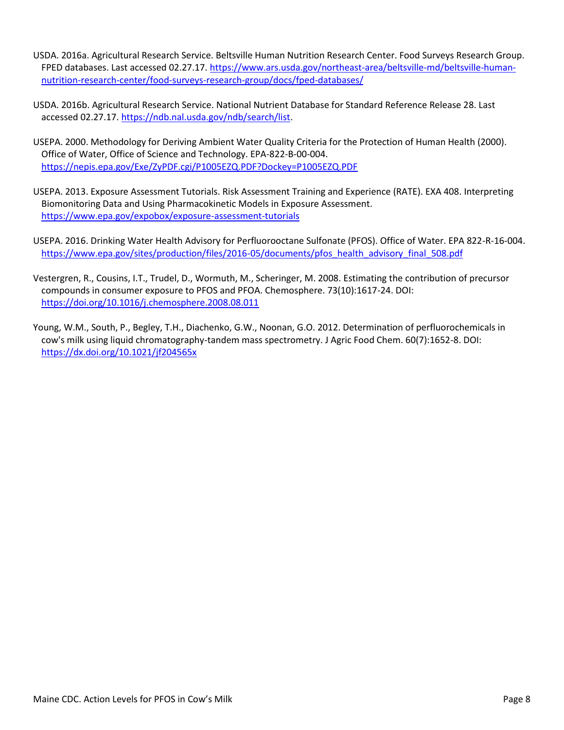USDA. 2016a. Agricultural Research Service. Beltsville Human Nutrition Research Center. Food Surveys Research Group. FPED databases. Last accessed 02.27.17. https://www.ars.usda.gov/northeast-area/beltsville-md/beltsville-human-nutrition-research-center/food-surveys-research-group/docs/fped-databases/

USDA. 2016b. Agricultural Research Service. National Nutrient Database for Standard Reference Release 28. Last accessed 02.27.17. https://ndb.nal.usda.gov/ndb/search/list.

USEPA. 2000. Methodology for Deriving Ambient Water Quality Criteria for the Protection of Human Health (2000). Office of Water, Office of Science and Technology. EPA-822-B-00-004. https://nepis.epa.gov/Exe/ZyPDF.cgi/P1005EZQ.PDF?Dockey=P1005EZQ.PDF

USEPA. 2013. Exposure Assessment Tutorials. Risk Assessment Training and Experience (RATE). EXA 408. Interpreting Biomonitoring Data and Using Pharmacokinetic Models in Exposure Assessment. https://www.epa.gov/expobox/exposure-assessment-tutorials

USEPA. 2016. Drinking Water Health Advisory for Perfluorooctane Sulfonate (PFOS). Office of Water. EPA 822-R-16-004. https://www.epa.gov/sites/production/files/2016-05/documents/pfos_health_advisory_final_508.pdf

Vestergren, R., Cousins, I.T., Trudel, D., Wormuth, M., Scheringer, M. 2008. Estimating the contribution of precursor compounds in consumer exposure to PFOS and PFOA. Chemosphere. 73(10):1617-24. DOI: https://doi.org/10.1016/j.chemosphere.2008.08.011

Young, W.M., South, P., Begley, T.H., Diachenko, G.W., Noonan, G.O. 2012. Determination of perfluorochemicals in cow's milk using liquid chromatography-tandem mass spectrometry. J Agric Food Chem. 60(7):1652-8. DOI: https://dx.doi.org/10.1021/jf204565x